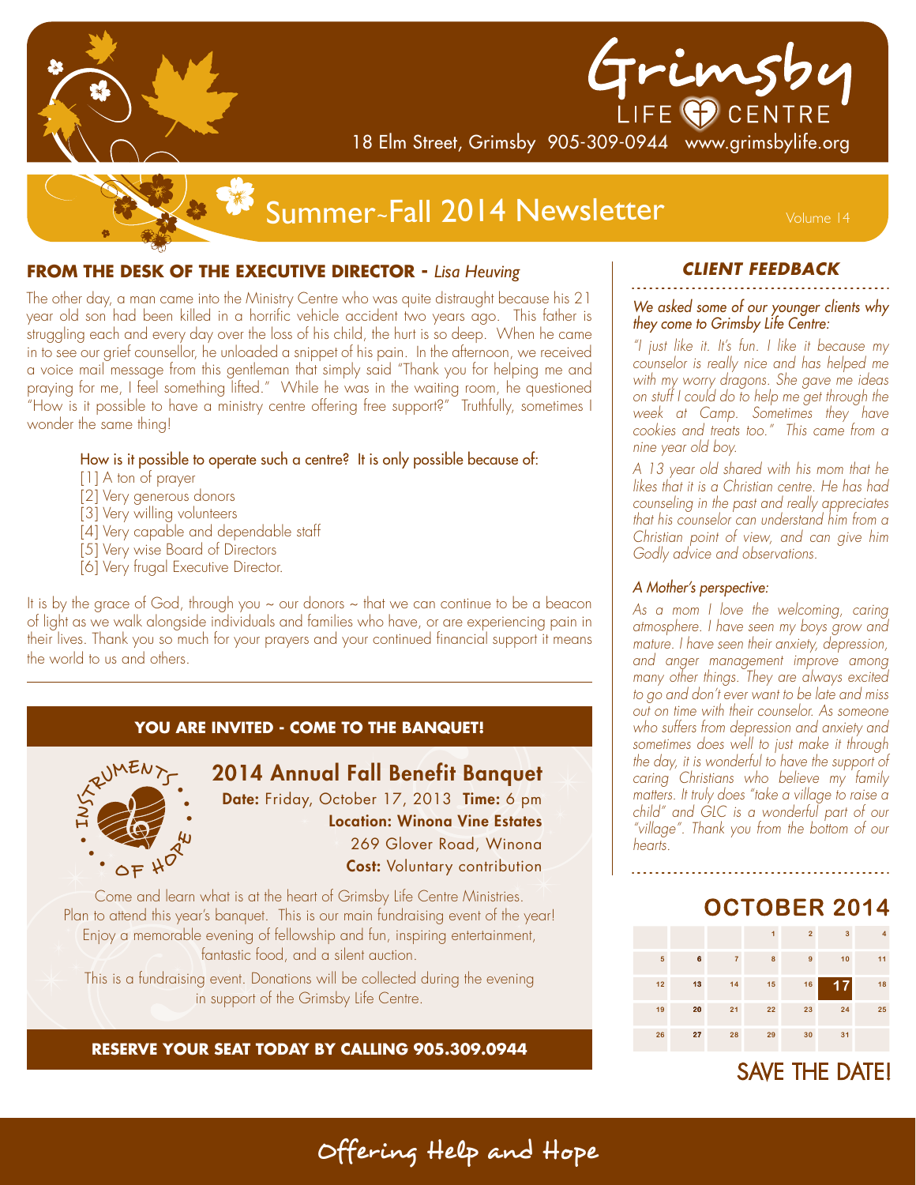# Grimsby LIFE CENTRE

18 Elm Street, Grimsby 905-309-0944 www.grimsbylife.org

## Summer~Fall 2014 Newsletter

Volume 14

### FROM THE DESK OF THE EXECUTIVE DIRECTOR - *Lisa Heuving*

The other day, a man came into the Ministry Centre who was quite distraught because his 21 year old son had been killed in a horrific vehicle accident two years ago. This father is struggling each and every day over the loss of his child, the hurt is so deep. When he came in to see our grief counsellor, he unloaded a snippet of his pain. In the afternoon, we received a voice mail message from this gentleman that simply said "Thank you for helping me and praying for me, I feel something lifted." While he was in the waiting room, he questioned "How is it possible to have a ministry centre offering free support?" Truthfully, sometimes I wonder the same thing!

How is it possible to operate such a centre? It is only possible because of:

[1] A ton of prayer
[2] Very generous donors
[3] Very willing volunteers
[4] Very capable and dependable staff
[5] Very wise Board of Directors
[6] Very frugal Executive Director.

It is by the grace of God, through you ~ our donors ~ that we can continue to be a beacon of light as we walk alongside individuals and families who have, or are experiencing pain in their lives. Thank you so much for your prayers and your continued financial support it means the world to us and others.

### YOU ARE INVITED - COME TO THE BANQUET!

INSTRUMENTS OF HOPE

## 2014 Annual Fall Benefit Banquet

**Date:** Friday, October 17, 2013 **Time:** 6 pm
**Location: Winona Vine Estates**
269 Glover Road, Winona
**Cost:** Voluntary contribution

Come and learn what is at the heart of Grimsby Life Centre Ministries. Plan to attend this year's banquet. This is our main fundraising event of the year! Enjoy a memorable evening of fellowship and fun, inspiring entertainment, fantastic food, and a silent auction.

This is a fundraising event. Donations will be collected during the evening in support of the Grimsby Life Centre.

**RESERVE YOUR SEAT TODAY BY CALLING 905.309.0944**

### CLIENT FEEDBACK

*We asked some of our younger clients why they come to Grimsby Life Centre:*

*"I just like it. It's fun. I like it because my counselor is really nice and has helped me with my worry dragons. She gave me ideas on stuff I could do to help me get through the week at Camp. Sometimes they have cookies and treats too." This came from a nine year old boy.*

*A 13 year old shared with his mom that he likes that it is a Christian centre. He has had counseling in the past and really appreciates that his counselor can understand him from a Christian point of view, and can give him Godly advice and observations.*

*A Mother's perspective:*

*As a mom I love the welcoming, caring atmosphere. I have seen my boys grow and mature. I have seen their anxiety, depression, and anger management improve among many other things. They are always excited to go and don't ever want to be late and miss out on time with their counselor. As someone who suffers from depression and anxiety and sometimes does well to just make it through the day, it is wonderful to have the support of caring Christians who believe my family matters. It truly does "take a village to raise a child" and GLC is a wonderful part of our "village". Thank you from the bottom of our hearts.*

## OCTOBER 2014

| | | | | | | |
|---|---|---|---|---|---|---|
| | | | 1 | 2 | 3 | 4 |
| 5 | 6 | 7 | 8 | 9 | 10 | 11 |
| 12 | 13 | 14 | 15 | 16 | **17** | 18 |
| 19 | 20 | 21 | 22 | 23 | 24 | 25 |
| 26 | 27 | 28 | 29 | 30 | 31 | |

SAVE THE DATE!

Offering Help and Hope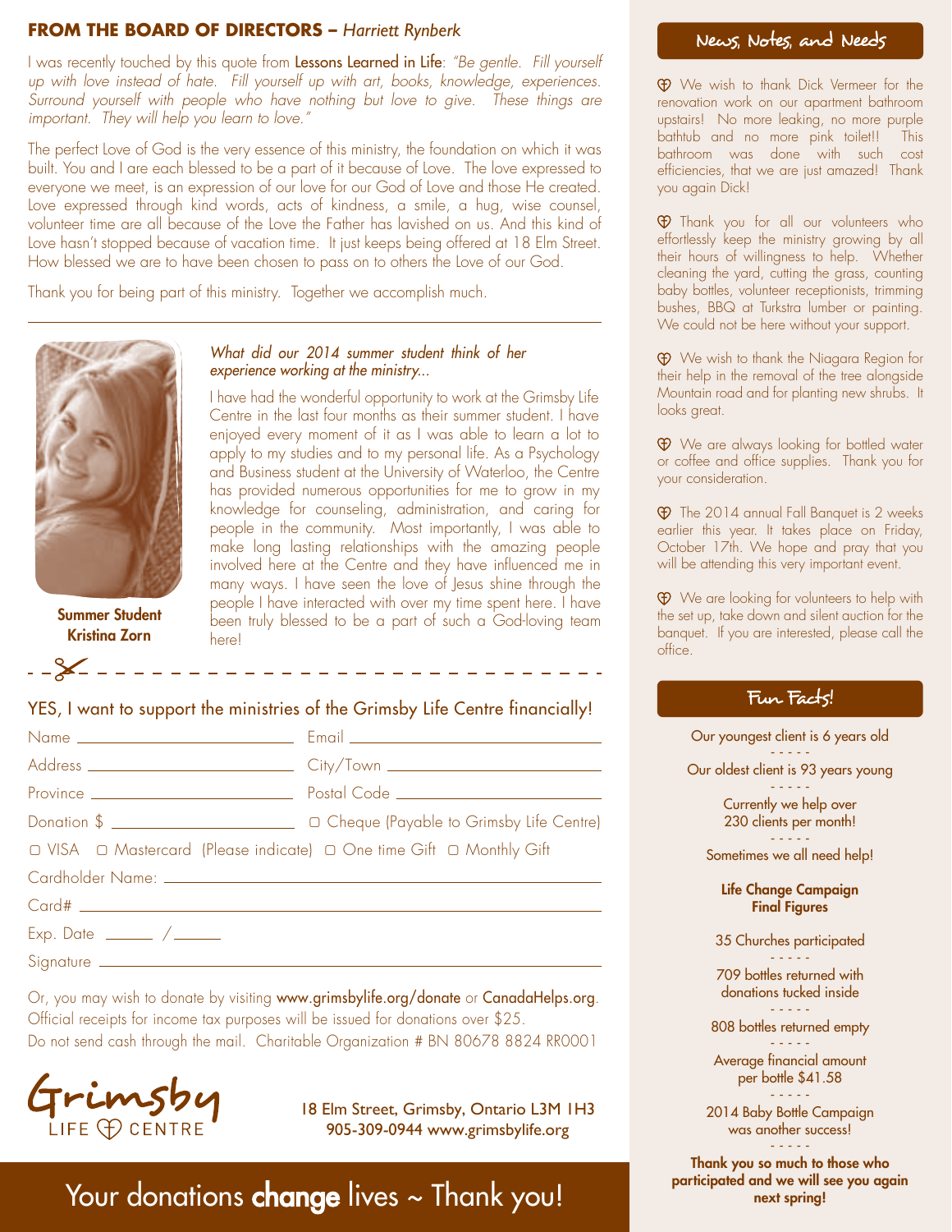## FROM THE BOARD OF DIRECTORS – *Harriett Rynberk*

I was recently touched by this quote from Lessons Learned in Life: *"Be gentle. Fill yourself up with love instead of hate. Fill yourself up with art, books, knowledge, experiences. Surround yourself with people who have nothing but love to give. These things are important. They will help you learn to love."*

The perfect Love of God is the very essence of this ministry, the foundation on which it was built. You and I are each blessed to be a part of it because of Love. The love expressed to everyone we meet, is an expression of our love for our God of Love and those He created. Love expressed through kind words, acts of kindness, a smile, a hug, wise counsel, volunteer time are all because of the Love the Father has lavished on us. And this kind of Love hasn't stopped because of vacation time. It just keeps being offered at 18 Elm Street. How blessed we are to have been chosen to pass on to others the Love of our God.

Thank you for being part of this ministry. Together we accomplish much.

---

*What did our 2014 summer student think of her experience working at the ministry...*

I have had the wonderful opportunity to work at the Grimsby Life Centre in the last four months as their summer student. I have enjoyed every moment of it as I was able to learn a lot to apply to my studies and to my personal life. As a Psychology and Business student at the University of Waterloo, the Centre has provided numerous opportunities for me to grow in my knowledge for counseling, administration, and caring for people in the community. Most importantly, I was able to make long lasting relationships with the amazing people involved here at the Centre and they have influenced me in many ways. I have seen the love of Jesus shine through the people I have interacted with over my time spent here. I have been truly blessed to be a part of such a God-loving team here!

**Summer Student Kristina Zorn**

---

### YES, I want to support the ministries of the Grimsby Life Centre financially!

Name ______________________ Email ______________________

Address ______________________ City/Town ______________________

Province ______________________ Postal Code ______________________

Donation $ ______________________ ▢ Cheque (Payable to Grimsby Life Centre)

▢ VISA ▢ Mastercard (Please indicate) ▢ One time Gift ▢ Monthly Gift

Cardholder Name: ______________________

Card# ______________________

Exp. Date ______ / ______

Signature ______________________

Or, you may wish to donate by visiting www.grimsbylife.org/donate or CanadaHelps.org. Official receipts for income tax purposes will be issued for donations over $25. Do not send cash through the mail. Charitable Organization # BN 80678 8824 RR0001

Grimsby LIFE CENTRE

18 Elm Street, Grimsby, Ontario L3M 1H3
905-309-0944 www.grimsbylife.org

# Your donations **change** lives ~ Thank you!

## News, Notes, and Needs

- We wish to thank Dick Vermeer for the renovation work on our apartment bathroom upstairs! No more leaking, no more purple bathtub and no more pink toilet!! This bathroom was done with such cost efficiencies, that we are just amazed! Thank you again Dick!
- Thank you for all our volunteers who effortlessly keep the ministry growing by all their hours of willingness to help. Whether cleaning the yard, cutting the grass, counting baby bottles, volunteer receptionists, trimming bushes, BBQ at Turkstra lumber or painting. We could not be here without your support.
- We wish to thank the Niagara Region for their help in the removal of the tree alongside Mountain road and for planting new shrubs. It looks great.
- We are always looking for bottled water or coffee and office supplies. Thank you for your consideration.
- The 2014 annual Fall Banquet is 2 weeks earlier this year. It takes place on Friday, October 17th. We hope and pray that you will be attending this very important event.
- We are looking for volunteers to help with the set up, take down and silent auction for the banquet. If you are interested, please call the office.

## Fun Facts!

Our youngest client is 6 years old

Our oldest client is 93 years young

Currently we help over 230 clients per month!

Sometimes we all need help!

**Life Change Campaign Final Figures**

35 Churches participated

709 bottles returned with donations tucked inside

808 bottles returned empty

Average financial amount per bottle $41.58

2014 Baby Bottle Campaign was another success!

**Thank you so much to those who participated and we will see you again next spring!**